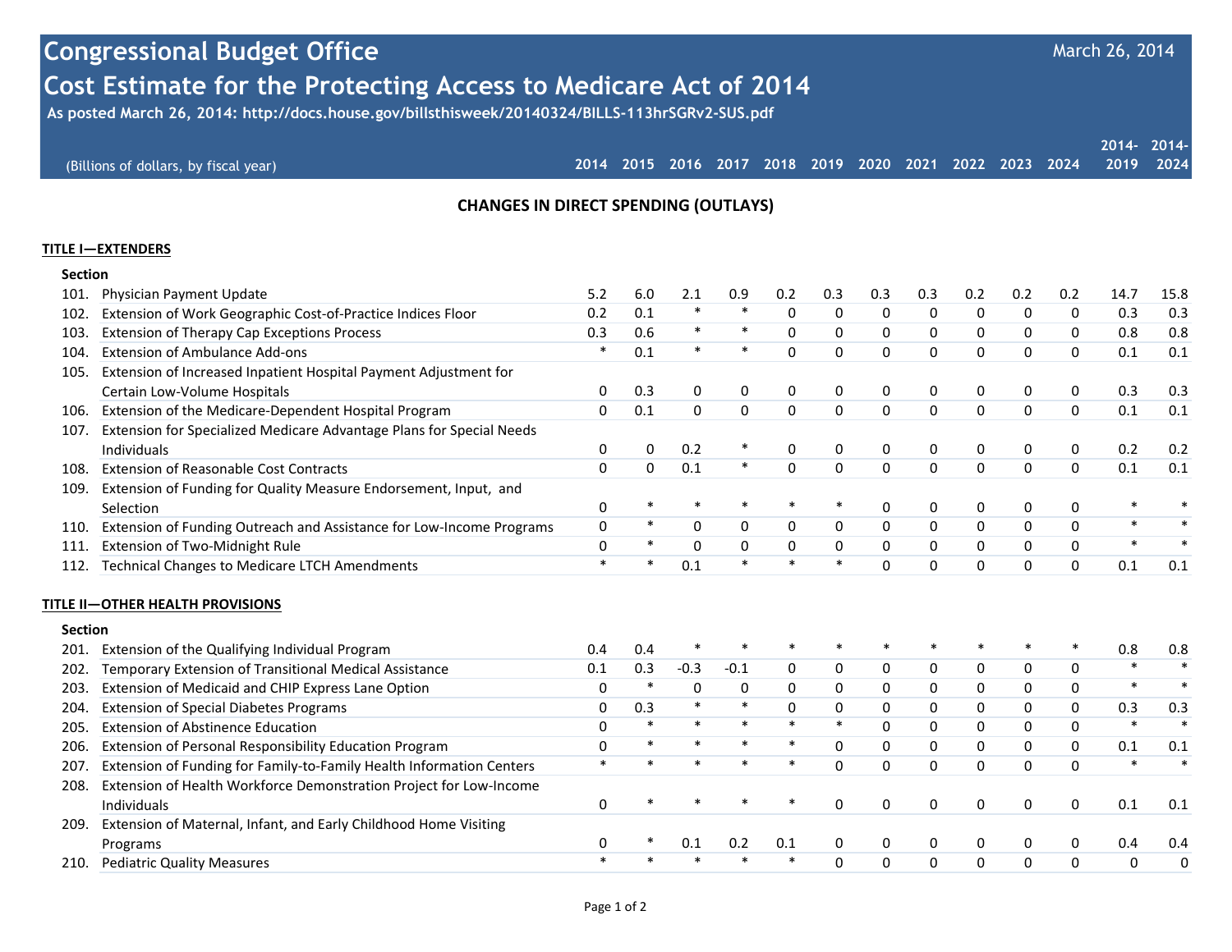# Congressional Budget Office

## Cost Estimate for the Protecting Access to Medicare Act of 2014

March 26, 2014

**As posted March 26, 2014: http://docs.house.gov/billsthisweek/20140324/BILLS-113hrSGRv2-SUS.pdf**

### CHANGES IN DIRECT SPENDING (OUTLAYS)

| (Billions of dollars, by fiscal year) | 2014 | 2015 | 2016 | 2017 | 2018 | 2019 | 2020 | 2021 | 2022 | 2023 | 2024 | 2014-2019 | 2014-2024 |
|---|---|---|---|---|---|---|---|---|---|---|---|---|---|
| **TITLE I—EXTENDERS** | | | | | | | | | | | | | |
| **Section** | | | | | | | | | | | | | |
| 101. Physician Payment Update | 5.2 | 6.0 | 2.1 | 0.9 | 0.2 | 0.3 | 0.3 | 0.3 | 0.2 | 0.2 | 0.2 | 14.7 | 15.8 |
| 102. Extension of Work Geographic Cost-of-Practice Indices Floor | 0.2 | 0.1 | * | * | 0 | 0 | 0 | 0 | 0 | 0 | 0 | 0.3 | 0.3 |
| 103. Extension of Therapy Cap Exceptions Process | 0.3 | 0.6 | * | * | 0 | 0 | 0 | 0 | 0 | 0 | 0 | 0.8 | 0.8 |
| 104. Extension of Ambulance Add-ons | * | 0.1 | * | * | 0 | 0 | 0 | 0 | 0 | 0 | 0 | 0.1 | 0.1 |
| 105. Extension of Increased Inpatient Hospital Payment Adjustment for Certain Low-Volume Hospitals | 0 | 0.3 | 0 | 0 | 0 | 0 | 0 | 0 | 0 | 0 | 0 | 0.3 | 0.3 |
| 106. Extension of the Medicare-Dependent Hospital Program | 0 | 0.1 | 0 | 0 | 0 | 0 | 0 | 0 | 0 | 0 | 0 | 0.1 | 0.1 |
| 107. Extension for Specialized Medicare Advantage Plans for Special Needs Individuals | 0 | 0 | 0.2 | * | 0 | 0 | 0 | 0 | 0 | 0 | 0 | 0.2 | 0.2 |
| 108. Extension of Reasonable Cost Contracts | 0 | 0 | 0.1 | * | 0 | 0 | 0 | 0 | 0 | 0 | 0 | 0.1 | 0.1 |
| 109. Extension of Funding for Quality Measure Endorsement, Input, and Selection | 0 | * | * | * | * | * | 0 | 0 | 0 | 0 | 0 | * | * |
| 110. Extension of Funding Outreach and Assistance for Low-Income Programs | 0 | * | 0 | 0 | 0 | 0 | 0 | 0 | 0 | 0 | 0 | * | * |
| 111. Extension of Two-Midnight Rule | 0 | * | 0 | 0 | 0 | 0 | 0 | 0 | 0 | 0 | 0 | * | * |
| 112. Technical Changes to Medicare LTCH Amendments | * | * | 0.1 | * | * | * | 0 | 0 | 0 | 0 | 0 | 0.1 | 0.1 |
| **TITLE II—OTHER HEALTH PROVISIONS** | | | | | | | | | | | | | |
| **Section** | | | | | | | | | | | | | |
| 201. Extension of the Qualifying Individual Program | 0.4 | 0.4 | * | * | * | * | * | * | * | * | * | 0.8 | 0.8 |
| 202. Temporary Extension of Transitional Medical Assistance | 0.1 | 0.3 | -0.3 | -0.1 | 0 | 0 | 0 | 0 | 0 | 0 | 0 | * | * |
| 203. Extension of Medicaid and CHIP Express Lane Option | 0 | * | 0 | 0 | 0 | 0 | 0 | 0 | 0 | 0 | 0 | * | * |
| 204. Extension of Special Diabetes Programs | 0 | 0.3 | * | * | 0 | 0 | 0 | 0 | 0 | 0 | 0 | 0.3 | 0.3 |
| 205. Extension of Abstinence Education | 0 | * | * | * | * | * | 0 | 0 | 0 | 0 | 0 | * | * |
| 206. Extension of Personal Responsibility Education Program | 0 | * | * | * | * | 0 | 0 | 0 | 0 | 0 | 0 | 0.1 | 0.1 |
| 207. Extension of Funding for Family-to-Family Health Information Centers | * | * | * | * | * | 0 | 0 | 0 | 0 | 0 | 0 | * | * |
| 208. Extension of Health Workforce Demonstration Project for Low-Income Individuals | 0 | * | * | * | * | 0 | 0 | 0 | 0 | 0 | 0 | 0.1 | 0.1 |
| 209. Extension of Maternal, Infant, and Early Childhood Home Visiting Programs | 0 | * | 0.1 | 0.2 | 0.1 | 0 | 0 | 0 | 0 | 0 | 0 | 0.4 | 0.4 |
| 210. Pediatric Quality Measures | * | * | * | * | * | 0 | 0 | 0 | 0 | 0 | 0 | 0 | 0 |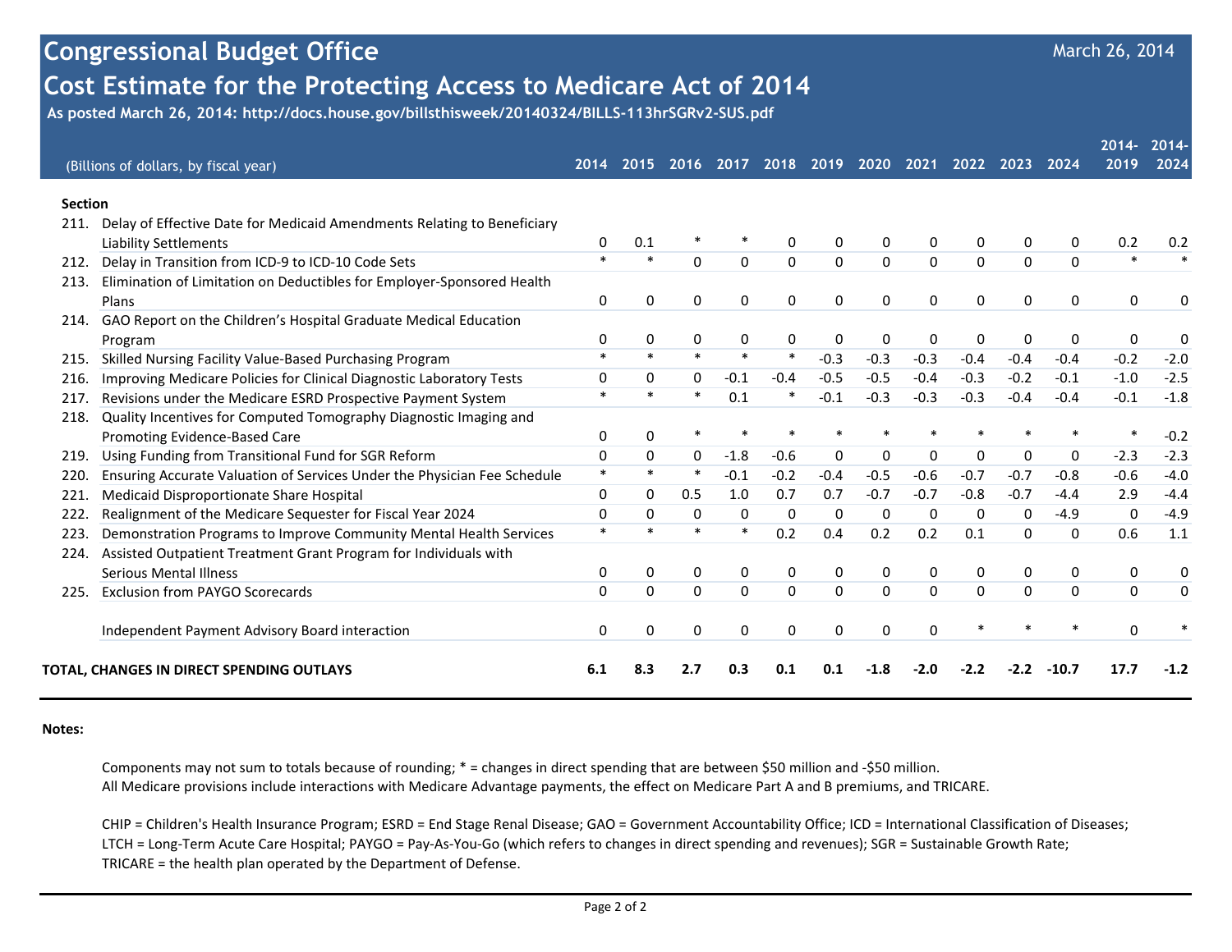# Congressional Budget Office

March 26, 2014

## Cost Estimate for the Protecting Access to Medicare Act of 2014

**As posted March 26, 2014: http://docs.house.gov/billsthisweek/20140324/BILLS-113hrSGRv2-SUS.pdf**

| (Billions of dollars, by fiscal year) | | 2014 | 2015 | 2016 | 2017 | 2018 | 2019 | 2020 | 2021 | 2022 | 2023 | 2024 | 2014-2019 | 2014-2024 |
|---|---|---|---|---|---|---|---|---|---|---|---|---|---|---|
| **Section** | | | | | | | | | | | | | | |
| 211. | Delay of Effective Date for Medicaid Amendments Relating to Beneficiary Liability Settlements | 0 | 0.1 | * | * | 0 | 0 | 0 | 0 | 0 | 0 | 0 | 0.2 | 0.2 |
| 212. | Delay in Transition from ICD-9 to ICD-10 Code Sets | * | * | 0 | 0 | 0 | 0 | 0 | 0 | 0 | 0 | 0 | * | * |
| 213. | Elimination of Limitation on Deductibles for Employer-Sponsored Health Plans | 0 | 0 | 0 | 0 | 0 | 0 | 0 | 0 | 0 | 0 | 0 | 0 | 0 |
| 214. | GAO Report on the Children's Hospital Graduate Medical Education Program | 0 | 0 | 0 | 0 | 0 | 0 | 0 | 0 | 0 | 0 | 0 | 0 | 0 |
| 215. | Skilled Nursing Facility Value-Based Purchasing Program | * | * | * | * | * | -0.3 | -0.3 | -0.3 | -0.4 | -0.4 | -0.4 | -0.2 | -2.0 |
| 216. | Improving Medicare Policies for Clinical Diagnostic Laboratory Tests | 0 | 0 | 0 | -0.1 | -0.4 | -0.5 | -0.5 | -0.4 | -0.3 | -0.2 | -0.1 | -1.0 | -2.5 |
| 217. | Revisions under the Medicare ESRD Prospective Payment System | * | * | * | 0.1 | * | -0.1 | -0.3 | -0.3 | -0.3 | -0.4 | -0.4 | -0.1 | -1.8 |
| 218. | Quality Incentives for Computed Tomography Diagnostic Imaging and Promoting Evidence-Based Care | 0 | 0 | * | * | * | * | * | * | * | * | * | * | -0.2 |
| 219. | Using Funding from Transitional Fund for SGR Reform | 0 | 0 | 0 | -1.8 | -0.6 | 0 | 0 | 0 | 0 | 0 | 0 | -2.3 | -2.3 |
| 220. | Ensuring Accurate Valuation of Services Under the Physician Fee Schedule | * | * | * | -0.1 | -0.2 | -0.4 | -0.5 | -0.6 | -0.7 | -0.7 | -0.8 | -0.6 | -4.0 |
| 221. | Medicaid Disproportionate Share Hospital | 0 | 0 | 0.5 | 1.0 | 0.7 | 0.7 | -0.7 | -0.7 | -0.8 | -0.7 | -4.4 | 2.9 | -4.4 |
| 222. | Realignment of the Medicare Sequester for Fiscal Year 2024 | 0 | 0 | 0 | 0 | 0 | 0 | 0 | 0 | 0 | 0 | -4.9 | 0 | -4.9 |
| 223. | Demonstration Programs to Improve Community Mental Health Services | * | * | * | * | 0.2 | 0.4 | 0.2 | 0.2 | 0.1 | 0 | 0 | 0.6 | 1.1 |
| 224. | Assisted Outpatient Treatment Grant Program for Individuals with Serious Mental Illness | 0 | 0 | 0 | 0 | 0 | 0 | 0 | 0 | 0 | 0 | 0 | 0 | 0 |
| 225. | Exclusion from PAYGO Scorecards | 0 | 0 | 0 | 0 | 0 | 0 | 0 | 0 | 0 | 0 | 0 | 0 | 0 |
| | Independent Payment Advisory Board interaction | 0 | 0 | 0 | 0 | 0 | 0 | 0 | 0 | * | * | * | 0 | * |
| **TOTAL, CHANGES IN DIRECT SPENDING OUTLAYS** | | **6.1** | **8.3** | **2.7** | **0.3** | **0.1** | **0.1** | **-1.8** | **-2.0** | **-2.2** | **-2.2** | **-10.7** | **17.7** | **-1.2** |

**Notes:**

Components may not sum to totals because of rounding; * = changes in direct spending that are between $50 million and -$50 million.
All Medicare provisions include interactions with Medicare Advantage payments, the effect on Medicare Part A and B premiums, and TRICARE.

CHIP = Children's Health Insurance Program; ESRD = End Stage Renal Disease; GAO = Government Accountability Office; ICD = International Classification of Diseases; LTCH = Long-Term Acute Care Hospital; PAYGO = Pay-As-You-Go (which refers to changes in direct spending and revenues); SGR = Sustainable Growth Rate; TRICARE = the health plan operated by the Department of Defense.